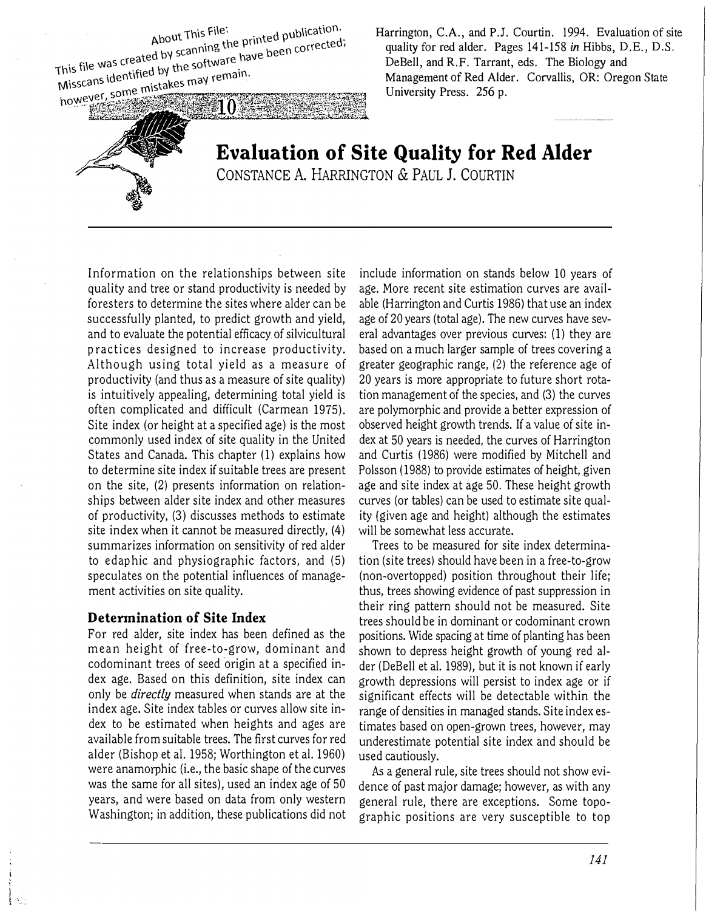About This File:
This file was created by scanning the printed publication.
Misscans identified by the software have been corrected;
however, some mistakes may remain.

Harrington, C.A., and P.J. Courtin. 1994. Evaluation of site quality for red alder. Pages 141-158 *in* Hibbs, D.E., D.S. DeBell, and R.F. Tarrant, eds. The Biology and Management of Red Alder. Corvallis, OR: Oregon State University Press. 256 p.

10

# Evaluation of Site Quality for Red Alder

CONSTANCE A. HARRINGTON & PAUL J. COURTIN

Information on the relationships between site quality and tree or stand productivity is needed by foresters to determine the sites where alder can be successfully planted, to predict growth and yield, and to evaluate the potential efficacy of silvicultural practices designed to increase productivity. Although using total yield as a measure of productivity (and thus as a measure of site quality) is intuitively appealing, determining total yield is often complicated and difficult (Carmean 1975). Site index (or height at a specified age) is the most commonly used index of site quality in the United States and Canada. This chapter (1) explains how to determine site index if suitable trees are present on the site, (2) presents information on relationships between alder site index and other measures of productivity, (3) discusses methods to estimate site index when it cannot be measured directly, (4) summarizes information on sensitivity of red alder to edaphic and physiographic factors, and (5) speculates on the potential influences of management activities on site quality.

## Determination of Site Index

For red alder, site index has been defined as the mean height of free-to-grow, dominant and codominant trees of seed origin at a specified index age. Based on this definition, site index can only be *directly* measured when stands are at the index age. Site index tables or curves allow site index to be estimated when heights and ages are available from suitable trees. The first curves for red alder (Bishop et al. 1958; Worthington et al. 1960) were anamorphic (i.e., the basic shape of the curves was the same for all sites), used an index age of 50 years, and were based on data from only western Washington; in addition, these publications did not include information on stands below 10 years of age. More recent site estimation curves are available (Harrington and Curtis 1986) that use an index age of 20 years (total age). The new curves have several advantages over previous curves: (1) they are based on a much larger sample of trees covering a greater geographic range, (2) the reference age of 20 years is more appropriate to future short rotation management of the species, and (3) the curves are polymorphic and provide a better expression of observed height growth trends. If a value of site index at 50 years is needed, the curves of Harrington and Curtis (1986) were modified by Mitchell and Polsson (1988) to provide estimates of height, given age and site index at age 50. These height growth curves (or tables) can be used to estimate site quality (given age and height) although the estimates will be somewhat less accurate.

Trees to be measured for site index determination (site trees) should have been in a free-to-grow (non-overtopped) position throughout their life; thus, trees showing evidence of past suppression in their ring pattern should not be measured. Site trees should be in dominant or codominant crown positions. Wide spacing at time of planting has been shown to depress height growth of young red alder (DeBell et al. 1989), but it is not known if early growth depressions will persist to index age or if significant effects will be detectable within the range of densities in managed stands. Site index estimates based on open-grown trees, however, may underestimate potential site index and should be used cautiously.

As a general rule, site trees should not show evidence of past major damage; however, as with any general rule, there are exceptions. Some topographic positions are very susceptible to top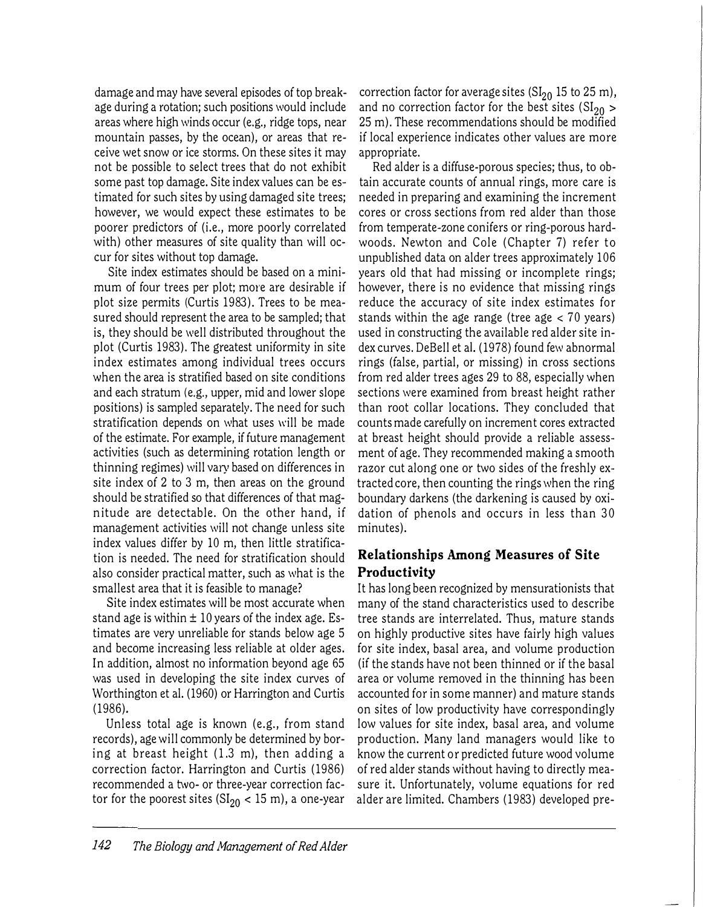damage and may have several episodes of top breakage during a rotation; such positions would include areas where high winds occur (e.g., ridge tops, near mountain passes, by the ocean), or areas that receive wet snow or ice storms. On these sites it may not be possible to select trees that do not exhibit some past top damage. Site index values can be estimated for such sites by using damaged site trees; however, we would expect these estimates to be poorer predictors of (i.e., more poorly correlated with) other measures of site quality than will occur for sites without top damage.

Site index estimates should be based on a minimum of four trees per plot; more are desirable if plot size permits (Curtis 1983). Trees to be measured should represent the area to be sampled; that is, they should be well distributed throughout the plot (Curtis 1983). The greatest uniformity in site index estimates among individual trees occurs when the area is stratified based on site conditions and each stratum (e.g., upper, mid and lower slope positions) is sampled separately. The need for such stratification depends on what uses will be made of the estimate. For example, if future management activities (such as determining rotation length or thinning regimes) will vary based on differences in site index of 2 to 3 m, then areas on the ground should be stratified so that differences of that magnitude are detectable. On the other hand, if management activities will not change unless site index values differ by 10 m, then little stratification is needed. The need for stratification should also consider practical matter, such as what is the smallest area that it is feasible to manage?

Site index estimates will be most accurate when stand age is within ± 10 years of the index age. Estimates are very unreliable for stands below age 5 and become increasing less reliable at older ages. In addition, almost no information beyond age 65 was used in developing the site index curves of Worthington et al. (1960) or Harrington and Curtis (1986).

Unless total age is known (e.g., from stand records), age will commonly be determined by boring at breast height (1.3 m), then adding a correction factor. Harrington and Curtis (1986) recommended a two- or three-year correction factor for the poorest sites ($SI_{20}$ < 15 m), a one-year correction factor for average sites ($SI_{20}$ 15 to 25 m), and no correction factor for the best sites ($SI_{20}$ > 25 m). These recommendations should be modified if local experience indicates other values are more appropriate.

Red alder is a diffuse-porous species; thus, to obtain accurate counts of annual rings, more care is needed in preparing and examining the increment cores or cross sections from red alder than those from temperate-zone conifers or ring-porous hardwoods. Newton and Cole (Chapter 7) refer to unpublished data on alder trees approximately 106 years old that had missing or incomplete rings; however, there is no evidence that missing rings reduce the accuracy of site index estimates for stands within the age range (tree age < 70 years) used in constructing the available red alder site index curves. DeBell et al. (1978) found few abnormal rings (false, partial, or missing) in cross sections from red alder trees ages 29 to 88, especially when sections were examined from breast height rather than root collar locations. They concluded that counts made carefully on increment cores extracted at breast height should provide a reliable assessment of age. They recommended making a smooth razor cut along one or two sides of the freshly extracted core, then counting the rings when the ring boundary darkens (the darkening is caused by oxidation of phenols and occurs in less than 30 minutes).

## Relationships Among Measures of Site Productivity

It has long been recognized by mensurationists that many of the stand characteristics used to describe tree stands are interrelated. Thus, mature stands on highly productive sites have fairly high values for site index, basal area, and volume production (if the stands have not been thinned or if the basal area or volume removed in the thinning has been accounted for in some manner) and mature stands on sites of low productivity have correspondingly low values for site index, basal area, and volume production. Many land managers would like to know the current or predicted future wood volume of red alder stands without having to directly measure it. Unfortunately, volume equations for red alder are limited. Chambers (1983) developed pre-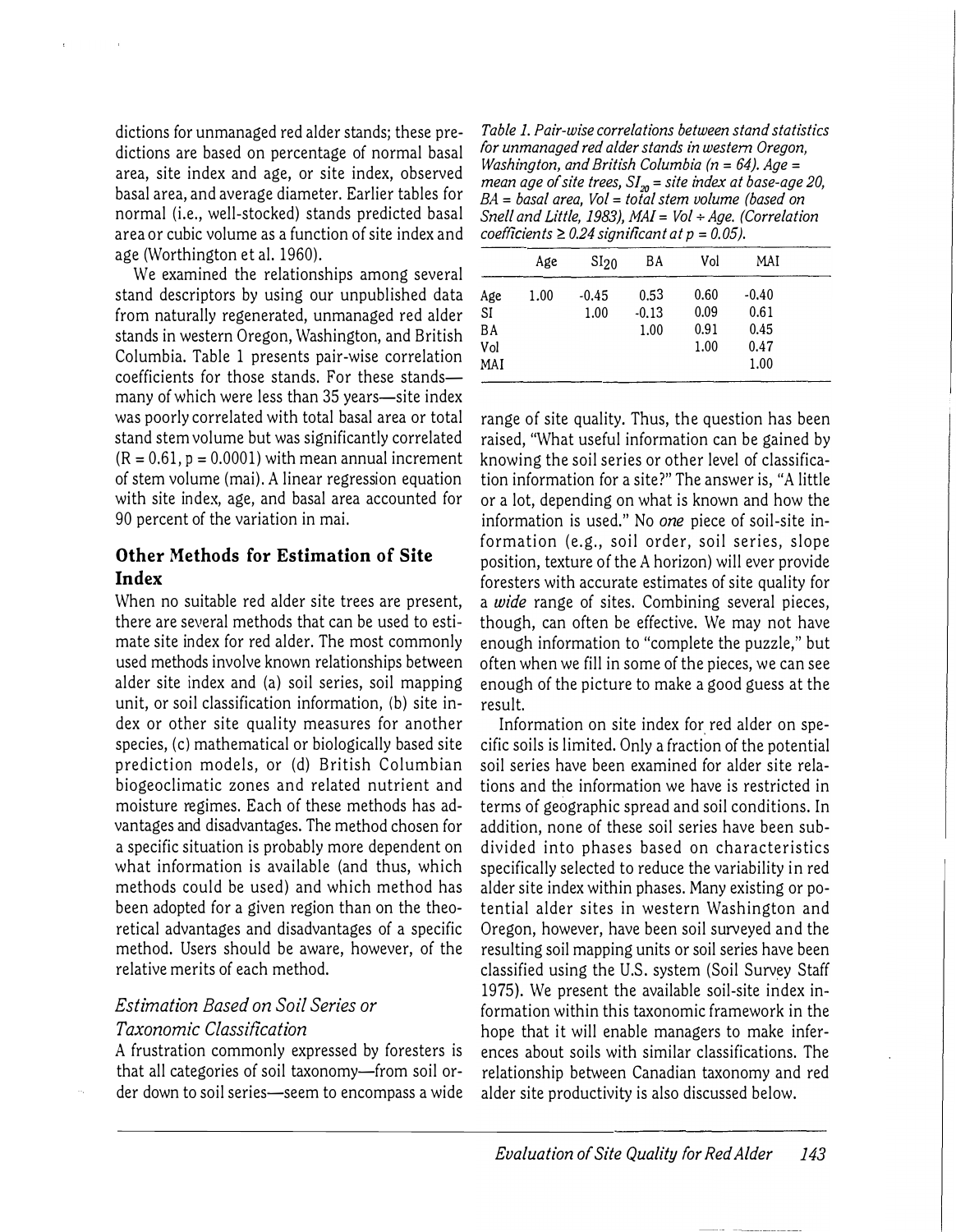dictions for unmanaged red alder stands; these predictions are based on percentage of normal basal area, site index and age, or site index, observed basal area, and average diameter. Earlier tables for normal (i.e., well-stocked) stands predicted basal area or cubic volume as a function of site index and age (Worthington et al. 1960).

We examined the relationships among several stand descriptors by using our unpublished data from naturally regenerated, unmanaged red alder stands in western Oregon, Washington, and British Columbia. Table 1 presents pair-wise correlation coefficients for those stands. For these stands—many of which were less than 35 years—site index was poorly correlated with total basal area or total stand stem volume but was significantly correlated ($R = 0.61$, $p = 0.0001$) with mean annual increment of stem volume (mai). A linear regression equation with site index, age, and basal area accounted for 90 percent of the variation in mai.

*Table 1. Pair-wise correlations between stand statistics for unmanaged red alder stands in western Oregon, Washington, and British Columbia (n = 64). Age = mean age of site trees, $SI_{20}$ = site index at base-age 20, BA = basal area, Vol = total stem volume (based on Snell and Little, 1983), MAI = Vol ÷ Age. (Correlation coefficients ≥ 0.24 significant at p = 0.05).*

| | Age | $SI_{20}$ | BA | Vol | MAI |
|---|---|---|---|---|---|
| Age | 1.00 | -0.45 | 0.53 | 0.60 | -0.40 |
| SI | | 1.00 | -0.13 | 0.09 | 0.61 |
| BA | | | 1.00 | 0.91 | 0.45 |
| Vol | | | | 1.00 | 0.47 |
| MAI | | | | | 1.00 |

## Other Methods for Estimation of Site Index

When no suitable red alder site trees are present, there are several methods that can be used to estimate site index for red alder. The most commonly used methods involve known relationships between alder site index and (a) soil series, soil mapping unit, or soil classification information, (b) site index or other site quality measures for another species, (c) mathematical or biologically based site prediction models, or (d) British Columbian biogeoclimatic zones and related nutrient and moisture regimes. Each of these methods has advantages and disadvantages. The method chosen for a specific situation is probably more dependent on what information is available (and thus, which methods could be used) and which method has been adopted for a given region than on the theoretical advantages and disadvantages of a specific method. Users should be aware, however, of the relative merits of each method.

### *Estimation Based on Soil Series or Taxonomic Classification*

A frustration commonly expressed by foresters is that all categories of soil taxonomy—from soil order down to soil series—seem to encompass a wide range of site quality. Thus, the question has been raised, "What useful information can be gained by knowing the soil series or other level of classification information for a site?" The answer is, "A little or a lot, depending on what is known and how the information is used." No *one* piece of soil-site information (e.g., soil order, soil series, slope position, texture of the A horizon) will ever provide foresters with accurate estimates of site quality for a *wide* range of sites. Combining several pieces, though, can often be effective. We may not have enough information to "complete the puzzle," but often when we fill in some of the pieces, we can see enough of the picture to make a good guess at the result.

Information on site index for red alder on specific soils is limited. Only a fraction of the potential soil series have been examined for alder site relations and the information we have is restricted in terms of geographic spread and soil conditions. In addition, none of these soil series have been subdivided into phases based on characteristics specifically selected to reduce the variability in red alder site index within phases. Many existing or potential alder sites in western Washington and Oregon, however, have been soil surveyed and the resulting soil mapping units or soil series have been classified using the U.S. system (Soil Survey Staff 1975). We present the available soil-site index information within this taxonomic framework in the hope that it will enable managers to make inferences about soils with similar classifications. The relationship between Canadian taxonomy and red alder site productivity is also discussed below.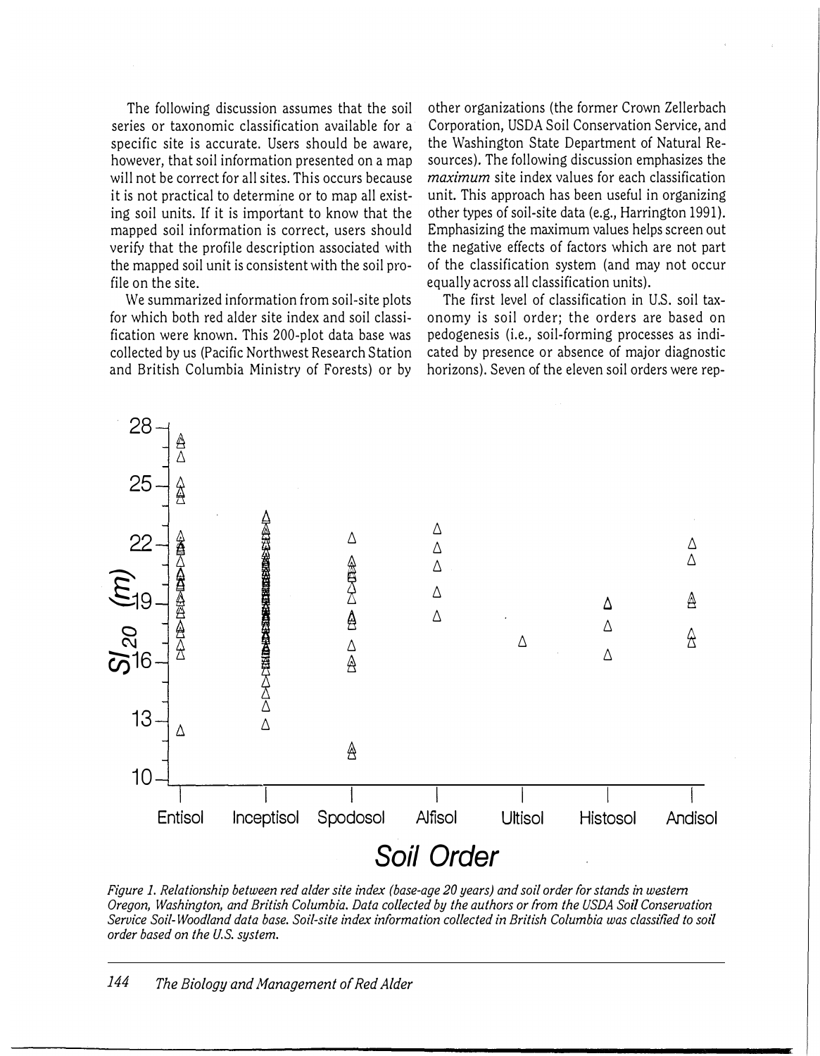The following discussion assumes that the soil series or taxonomic classification available for a specific site is accurate. Users should be aware, however, that soil information presented on a map will not be correct for all sites. This occurs because it is not practical to determine or to map all existing soil units. If it is important to know that the mapped soil information is correct, users should verify that the profile description associated with the mapped soil unit is consistent with the soil profile on the site.

We summarized information from soil-site plots for which both red alder site index and soil classification were known. This 200-plot data base was collected by us (Pacific Northwest Research Station and British Columbia Ministry of Forests) or by other organizations (the former Crown Zellerbach Corporation, USDA Soil Conservation Service, and the Washington State Department of Natural Resources). The following discussion emphasizes the *maximum* site index values for each classification unit. This approach has been useful in organizing other types of soil-site data (e.g., Harrington 1991). Emphasizing the maximum values helps screen out the negative effects of factors which are not part of the classification system (and may not occur equally across all classification units).

The first level of classification in U.S. soil taxonomy is soil order; the orders are based on pedogenesis (i.e., soil-forming processes as indicated by presence or absence of major diagnostic horizons). Seven of the eleven soil orders were rep-

*Figure 1. Relationship between red alder site index (base-age 20 years) and soil order for stands in western Oregon, Washington, and British Columbia. Data collected by the authors or from the USDA Soil Conservation Service Soil-Woodland data base. Soil-site index information collected in British Columbia was classified to soil order based on the U.S. system.*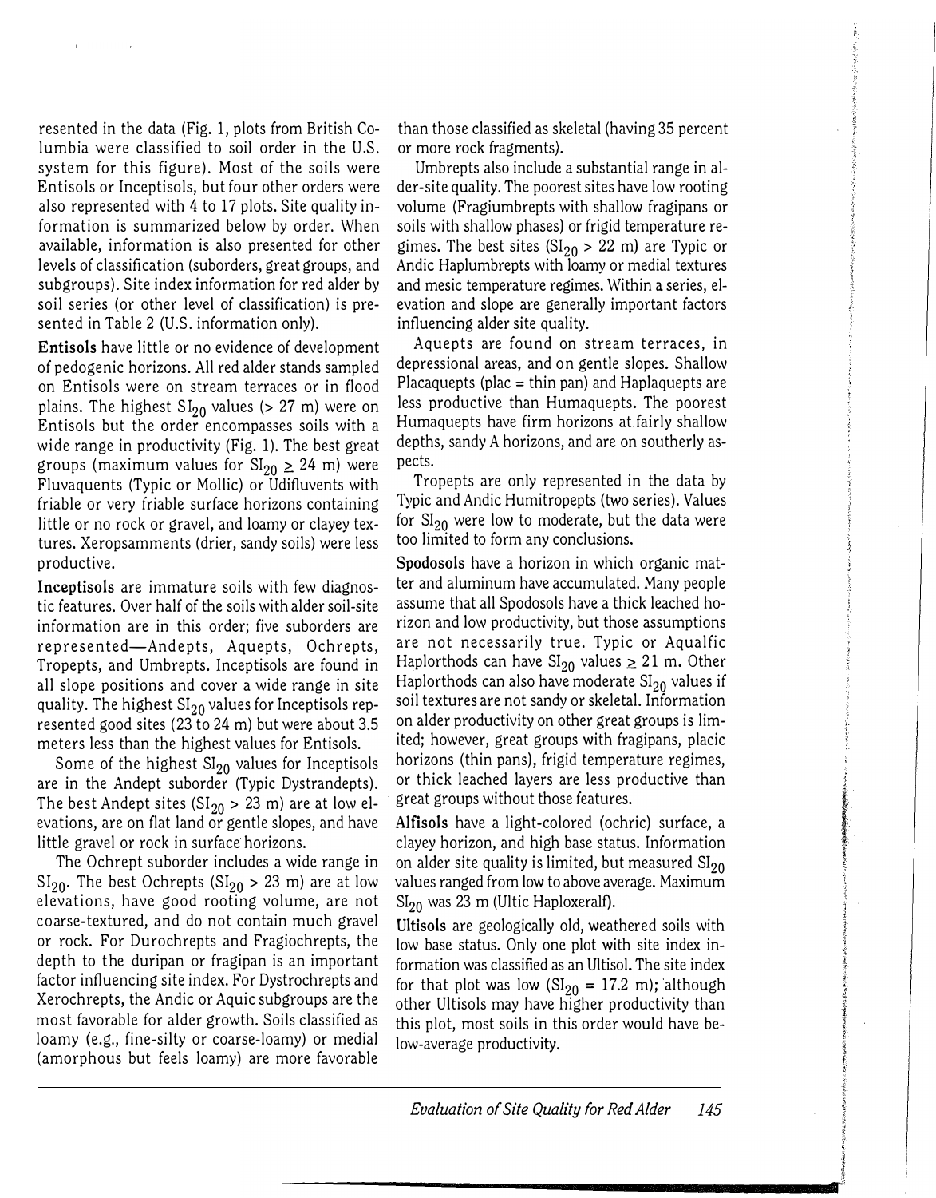resented in the data (Fig. 1, plots from British Columbia were classified to soil order in the U.S. system for this figure). Most of the soils were Entisols or Inceptisols, but four other orders were also represented with 4 to 17 plots. Site quality information is summarized below by order. When available, information is also presented for other levels of classification (suborders, great groups, and subgroups). Site index information for red alder by soil series (or other level of classification) is presented in Table 2 (U.S. information only).

**Entisols** have little or no evidence of development of pedogenic horizons. All red alder stands sampled on Entisols were on stream terraces or in flood plains. The highest $SI_{20}$ values (> 27 m) were on Entisols but the order encompasses soils with a wide range in productivity (Fig. 1). The best great groups (maximum values for $SI_{20} \geq 24$ m) were Fluvaquents (Typic or Mollic) or Udifluvents with friable or very friable surface horizons containing little or no rock or gravel, and loamy or clayey textures. Xeropsamments (drier, sandy soils) were less productive.

**Inceptisols** are immature soils with few diagnostic features. Over half of the soils with alder soil-site information are in this order; five suborders are represented—Andepts, Aquepts, Ochrepts, Tropepts, and Umbrepts. Inceptisols are found in all slope positions and cover a wide range in site quality. The highest $SI_{20}$ values for Inceptisols represented good sites (23 to 24 m) but were about 3.5 meters less than the highest values for Entisols.

Some of the highest $SI_{20}$ values for Inceptisols are in the Andept suborder (Typic Dystrandepts). The best Andept sites ($SI_{20} > 23$ m) are at low elevations, are on flat land or gentle slopes, and have little gravel or rock in surface horizons.

The Ochrept suborder includes a wide range in $SI_{20}$. The best Ochrepts ($SI_{20} > 23$ m) are at low elevations, have good rooting volume, are not coarse-textured, and do not contain much gravel or rock. For Durochrepts and Fragiochrepts, the depth to the duripan or fragipan is an important factor influencing site index. For Dystrochrepts and Xerochrepts, the Andic or Aquic subgroups are the most favorable for alder growth. Soils classified as loamy (e.g., fine-silty or coarse-loamy) or medial (amorphous but feels loamy) are more favorable than those classified as skeletal (having 35 percent or more rock fragments).

Umbrepts also include a substantial range in alder-site quality. The poorest sites have low rooting volume (Fragiumbrepts with shallow fragipans or soils with shallow phases) or frigid temperature regimes. The best sites ($SI_{20} > 22$ m) are Typic or Andic Haplumbrepts with loamy or medial textures and mesic temperature regimes. Within a series, elevation and slope are generally important factors influencing alder site quality.

Aquepts are found on stream terraces, in depressional areas, and on gentle slopes. Shallow Placaquepts (plac = thin pan) and Haplaquepts are less productive than Humaquepts. The poorest Humaquepts have firm horizons at fairly shallow depths, sandy A horizons, and are on southerly aspects.

Tropepts are only represented in the data by Typic and Andic Humitropepts (two series). Values for $SI_{20}$ were low to moderate, but the data were too limited to form any conclusions.

**Spodosols** have a horizon in which organic matter and aluminum have accumulated. Many people assume that all Spodosols have a thick leached horizon and low productivity, but those assumptions are not necessarily true. Typic or Aqualfic Haplorthods can have $SI_{20}$ values $\geq 21$ m. Other Haplorthods can also have moderate $SI_{20}$ values if soil textures are not sandy or skeletal. Information on alder productivity on other great groups is limited; however, great groups with fragipans, placic horizons (thin pans), frigid temperature regimes, or thick leached layers are less productive than great groups without those features.

**Alfisols** have a light-colored (ochric) surface, a clayey horizon, and high base status. Information on alder site quality is limited, but measured $SI_{20}$ values ranged from low to above average. Maximum $SI_{20}$ was 23 m (Ultic Haploxeralf).

**Ultisols** are geologically old, weathered soils with low base status. Only one plot with site index information was classified as an Ultisol. The site index for that plot was low ($SI_{20} = 17.2$ m); although other Ultisols may have higher productivity than this plot, most soils in this order would have below-average productivity.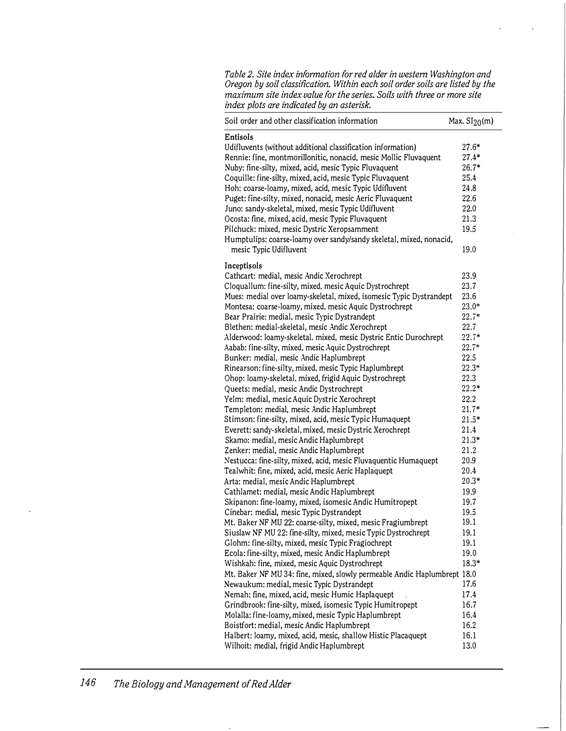*Table 2. Site index information for red alder in western Washington and Oregon by soil classification. Within each soil order soils are listed by the maximum site index value for the series. Soils with three or more site index plots are indicated by an asterisk.*

| Soil order and other classification information | Max. $SI_{20}$(m) |
|---|---|
| **Entisols** | |
| Udifluvents (without additional classification information) | 27.6* |
| Rennie: fine, montmorillonitic, nonacid, mesic Mollic Fluvaquent | 27.4* |
| Nuby: fine-silty, mixed, acid, mesic Typic Fluvaquent | 26.7* |
| Coquille: fine-silty, mixed, acid, mesic Typic Fluvaquent | 25.4 |
| Hoh: coarse-loamy, mixed, acid, mesic Typic Udifluvent | 24.8 |
| Puget: fine-silty, mixed, nonacid, mesic Aeric Fluvaquent | 22.6 |
| Juno: sandy-skeletal, mixed, mesic Typic Udifluvent | 22.0 |
| Ocosta: fine, mixed, acid, mesic Typic Fluvaquent | 21.3 |
| Pilchuck: mixed, mesic Dystric Xeropsamment | 19.5 |
| Humptulips: coarse-loamy over sandy/sandy skeletal, mixed, nonacid, mesic Typic Udifluvent | 19.0 |
| **Inceptisols** | |
| Cathcart: medial, mesic Andic Xerochrept | 23.9 |
| Cloquallum: fine-silty, mixed, mesic Aquic Dystrochrept | 23.7 |
| Mues: medial over loamy-skeletal, mixed, isomesic Typic Dystrandept | 23.6 |
| Montesa: coarse-loamy, mixed, mesic Aquic Dystrochrept | 23.0* |
| Bear Prairie: medial, mesic Typic Dystrandept | 22.7* |
| Blethen: medial-skeletal, mesic Andic Xerochrept | 22.7 |
| Alderwood: loamy-skeletal, mixed, mesic Dystric Entic Durochrept | 22.7* |
| Aabab: fine-silty, mixed, mesic Aquic Dystrochrept | 22.7* |
| Bunker: medial, mesic Andic Haplumbrept | 22.5 |
| Rinearson: fine-silty, mixed, mesic Typic Haplumbrept | 22.3* |
| Ohop: loamy-skeletal, mixed, frigid Aquic Dystrochrept | 22.3 |
| Queets: medial, mesic Andic Dystrochrept | 22.2* |
| Yelm: medial, mesic Aquic Dystric Xerochrept | 22.2 |
| Templeton: medial, mesic Andic Haplumbrept | 21.7* |
| Stimson: fine-silty, mixed, acid, mesic Typic Humaquept | 21.5* |
| Everett: sandy-skeletal, mixed, mesic Dystric Xerochrept | 21.4 |
| Skamo: medial, mesic Andic Haplumbrept | 21.3* |
| Zenker: medial, mesic Andic Haplumbrept | 21.2 |
| Nestucca: fine-silty, mixed, acid, mesic Fluvaquentic Humaquept | 20.9 |
| Tealwhit: fine, mixed, acid, mesic Aeric Haplaquept | 20.4 |
| Arta: medial, mesic Andic Haplumbrept | 20.3* |
| Cathlamet: medial, mesic Andic Haplumbrept | 19.9 |
| Skipanon: fine-loamy, mixed, isomesic Andic Humitropept | 19.7 |
| Cinebar: medial, mesic Typic Dystrandept | 19.5 |
| Mt. Baker NF MU 22: coarse-silty, mixed, mesic Fragiumbrept | 19.1 |
| Siuslaw NF MU 22: fine-silty, mixed, mesic Typic Dystrochrept | 19.1 |
| Glohm: fine-silty, mixed, mesic Typic Fragiochrept | 19.1 |
| Ecola: fine-silty, mixed, mesic Andic Haplumbrept | 19.0 |
| Wishkah: fine, mixed, mesic Aquic Dystrochrept | 18.3* |
| Mt. Baker NF MU 34: fine, mixed, slowly permeable Andic Haplumbrept | 18.0 |
| Newaukum: medial, mesic Typic Dystrandept | 17.6 |
| Nemah: fine, mixed, acid, mesic Humic Haplaquept | 17.4 |
| Grindbrook: fine-silty, mixed, isomesic Typic Humitropept | 16.7 |
| Molalla: fine-loamy, mixed, mesic Typic Haplumbrept | 16.4 |
| Boistfort: medial, mesic Andic Haplumbrept | 16.2 |
| Halbert: loamy, mixed, acid, mesic, shallow Histic Placaquept | 16.1 |
| Wilhoit: medial, frigid Andic Haplumbrept | 13.0 |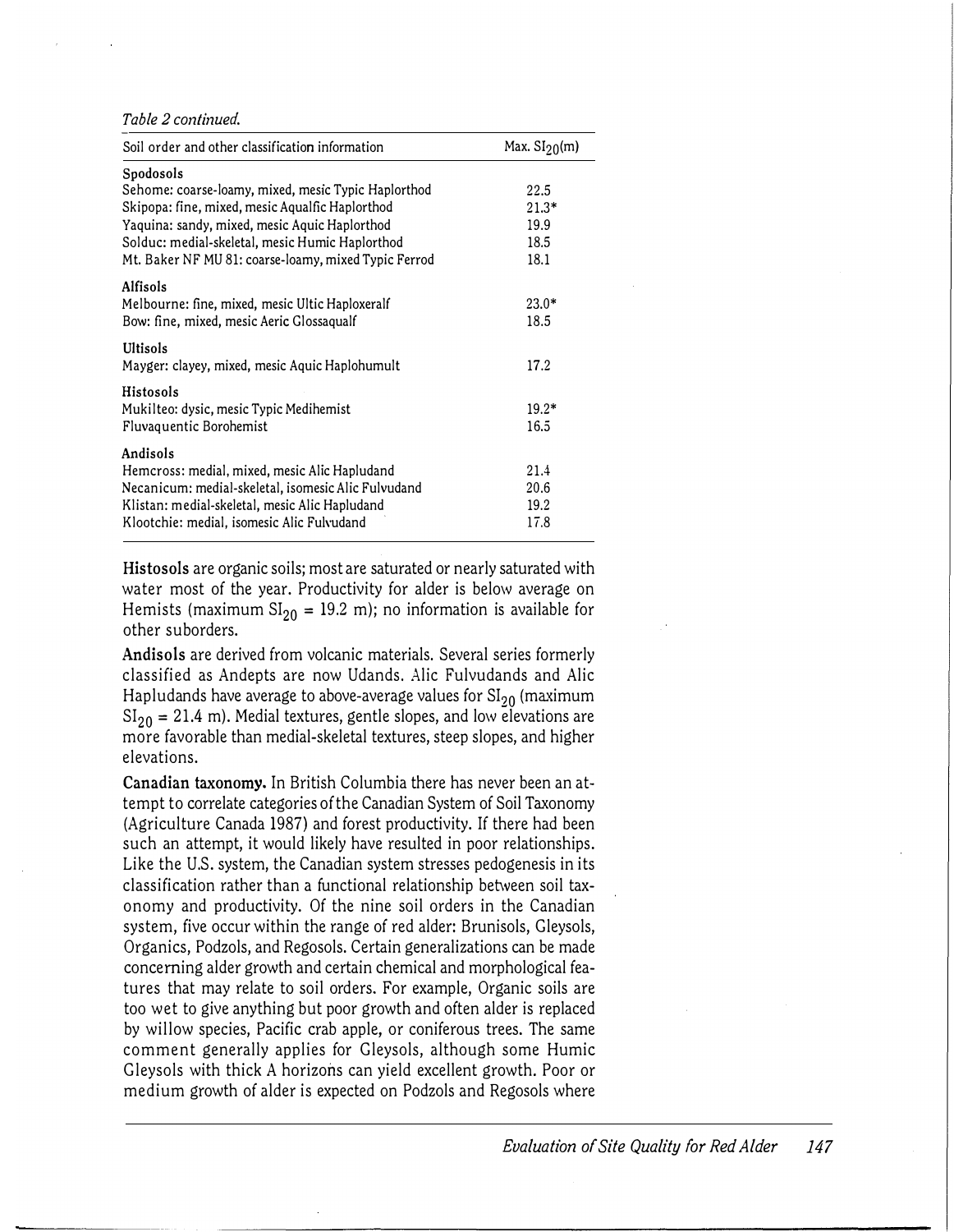*Table 2 continued.*

| Soil order and other classification information | Max. $SI_{20}$(m) |
|---|---|
| **Spodosols** | |
| Sehome: coarse-loamy, mixed, mesic Typic Haplorthod | 22.5 |
| Skipopa: fine, mixed, mesic Aqualfic Haplorthod | 21.3* |
| Yaquina: sandy, mixed, mesic Aquic Haplorthod | 19.9 |
| Solduc: medial-skeletal, mesic Humic Haplorthod | 18.5 |
| Mt. Baker NF MU 81: coarse-loamy, mixed Typic Ferrod | 18.1 |
| **Alfisols** | |
| Melbourne: fine, mixed, mesic Ultic Haploxeralf | 23.0* |
| Bow: fine, mixed, mesic Aeric Glossaqualf | 18.5 |
| **Ultisols** | |
| Mayger: clayey, mixed, mesic Aquic Haplohumult | 17.2 |
| **Histosols** | |
| Mukilteo: dysic, mesic Typic Medihemist | 19.2* |
| Fluvaquentic Borohemist | 16.5 |
| **Andisols** | |
| Hemcross: medial, mixed, mesic Alic Hapludand | 21.4 |
| Necanicum: medial-skeletal, isomesic Alic Fulvudand | 20.6 |
| Klistan: medial-skeletal, mesic Alic Hapludand | 19.2 |
| Klootchie: medial, isomesic Alic Fulvudand | 17.8 |

**Histosols** are organic soils; most are saturated or nearly saturated with water most of the year. Productivity for alder is below average on Hemists (maximum $SI_{20}$ = 19.2 m); no information is available for other suborders.

**Andisols** are derived from volcanic materials. Several series formerly classified as Andepts are now Udands. Alic Fulvudands and Alic Hapludands have average to above-average values for $SI_{20}$ (maximum $SI_{20}$ = 21.4 m). Medial textures, gentle slopes, and low elevations are more favorable than medial-skeletal textures, steep slopes, and higher elevations.

**Canadian taxonomy.** In British Columbia there has never been an attempt to correlate categories of the Canadian System of Soil Taxonomy (Agriculture Canada 1987) and forest productivity. If there had been such an attempt, it would likely have resulted in poor relationships. Like the U.S. system, the Canadian system stresses pedogenesis in its classification rather than a functional relationship between soil taxonomy and productivity. Of the nine soil orders in the Canadian system, five occur within the range of red alder: Brunisols, Gleysols, Organics, Podzols, and Regosols. Certain generalizations can be made concerning alder growth and certain chemical and morphological features that may relate to soil orders. For example, Organic soils are too wet to give anything but poor growth and often alder is replaced by willow species, Pacific crab apple, or coniferous trees. The same comment generally applies for Gleysols, although some Humic Gleysols with thick A horizons can yield excellent growth. Poor or medium growth of alder is expected on Podzols and Regosols where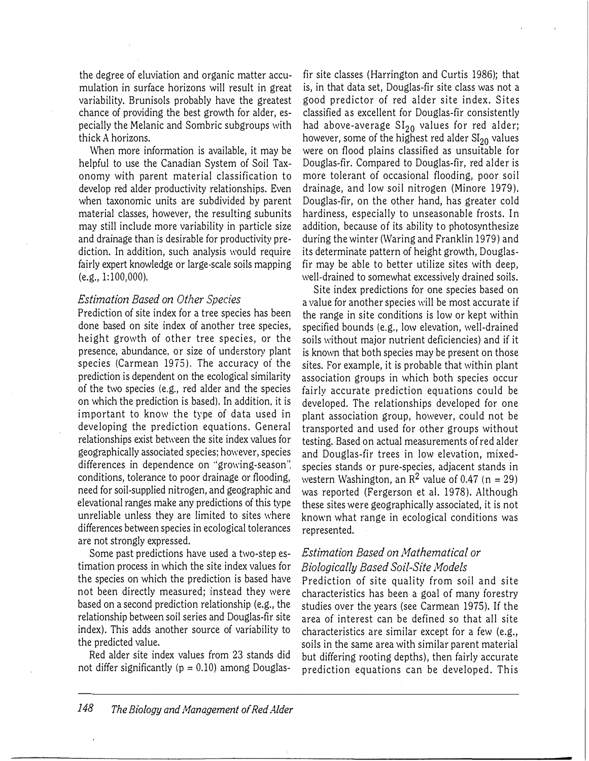the degree of eluviation and organic matter accumulation in surface horizons will result in great variability. Brunisols probably have the greatest chance of providing the best growth for alder, especially the Melanic and Sombric subgroups with thick A horizons.

When more information is available, it may be helpful to use the Canadian System of Soil Taxonomy with parent material classification to develop red alder productivity relationships. Even when taxonomic units are subdivided by parent material classes, however, the resulting subunits may still include more variability in particle size and drainage than is desirable for productivity prediction. In addition, such analysis would require fairly expert knowledge or large-scale soils mapping (e.g., 1:100,000).

### *Estimation Based on Other Species*

Prediction of site index for a tree species has been done based on site index of another tree species, height growth of other tree species, or the presence, abundance, or size of understory plant species (Carmean 1975). The accuracy of the prediction is dependent on the ecological similarity of the two species (e.g., red alder and the species on which the prediction is based). In addition, it is important to know the type of data used in developing the prediction equations. General relationships exist between the site index values for geographically associated species; however, species differences in dependence on "growing-season" conditions, tolerance to poor drainage or flooding, need for soil-supplied nitrogen, and geographic and elevational ranges make any predictions of this type unreliable unless they are limited to sites where differences between species in ecological tolerances are not strongly expressed.

Some past predictions have used a two-step estimation process in which the site index values for the species on which the prediction is based have not been directly measured; instead they were based on a second prediction relationship (e.g., the relationship between soil series and Douglas-fir site index). This adds another source of variability to the predicted value.

Red alder site index values from 23 stands did not differ significantly ($p = 0.10$) among Douglas-fir site classes (Harrington and Curtis 1986); that is, in that data set, Douglas-fir site class was not a good predictor of red alder site index. Sites classified as excellent for Douglas-fir consistently had above-average $SI_{20}$ values for red alder; however, some of the highest red alder $SI_{20}$ values were on flood plains classified as unsuitable for Douglas-fir. Compared to Douglas-fir, red alder is more tolerant of occasional flooding, poor soil drainage, and low soil nitrogen (Minore 1979). Douglas-fir, on the other hand, has greater cold hardiness, especially to unseasonable frosts. In addition, because of its ability to photosynthesize during the winter (Waring and Franklin 1979) and its determinate pattern of height growth, Douglas-fir may be able to better utilize sites with deep, well-drained to somewhat excessively drained soils.

Site index predictions for one species based on a value for another species will be most accurate if the range in site conditions is low or kept within specified bounds (e.g., low elevation, well-drained soils without major nutrient deficiencies) and if it is known that both species may be present on those sites. For example, it is probable that within plant association groups in which both species occur fairly accurate prediction equations could be developed. The relationships developed for one plant association group, however, could not be transported and used for other groups without testing. Based on actual measurements of red alder and Douglas-fir trees in low elevation, mixed-species stands or pure-species, adjacent stands in western Washington, an $R^2$ value of 0.47 ($n = 29$) was reported (Fergerson et al. 1978). Although these sites were geographically associated, it is not known what range in ecological conditions was represented.

### *Estimation Based on Mathematical or Biologically Based Soil-Site Models*

Prediction of site quality from soil and site characteristics has been a goal of many forestry studies over the years (see Carmean 1975). If the area of interest can be defined so that all site characteristics are similar except for a few (e.g., soils in the same area with similar parent material but differing rooting depths), then fairly accurate prediction equations can be developed. This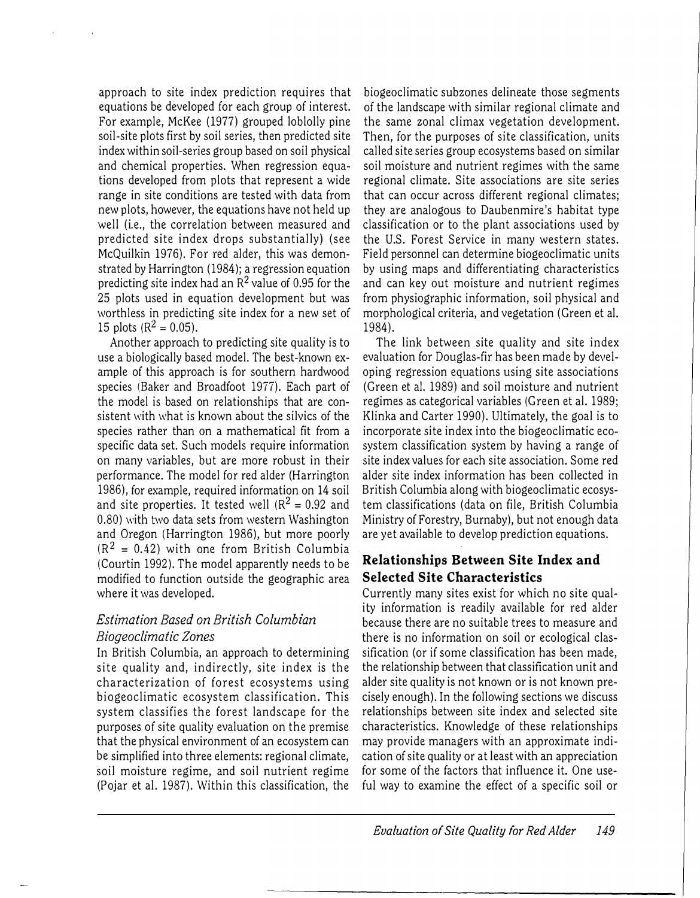approach to site index prediction requires that equations be developed for each group of interest. For example, McKee (1977) grouped loblolly pine soil-site plots first by soil series, then predicted site index within soil-series group based on soil physical and chemical properties. When regression equations developed from plots that represent a wide range in site conditions are tested with data from new plots, however, the equations have not held up well (i.e., the correlation between measured and predicted site index drops substantially) (see McQuilkin 1976). For red alder, this was demonstrated by Harrington (1984); a regression equation predicting site index had an $R^2$ value of 0.95 for the 25 plots used in equation development but was worthless in predicting site index for a new set of 15 plots ($R^2 = 0.05$).

Another approach to predicting site quality is to use a biologically based model. The best-known example of this approach is for southern hardwood species (Baker and Broadfoot 1977). Each part of the model is based on relationships that are consistent with what is known about the silvics of the species rather than on a mathematical fit from a specific data set. Such models require information on many variables, but are more robust in their performance. The model for red alder (Harrington 1986), for example, required information on 14 soil and site properties. It tested well ($R^2 = 0.92$ and 0.80) with two data sets from western Washington and Oregon (Harrington 1986), but more poorly ($R^2 = 0.42$) with one from British Columbia (Courtin 1992). The model apparently needs to be modified to function outside the geographic area where it was developed.

### *Estimation Based on British Columbian Biogeoclimatic Zones*

In British Columbia, an approach to determining site quality and, indirectly, site index is the characterization of forest ecosystems using biogeoclimatic ecosystem classification. This system classifies the forest landscape for the purposes of site quality evaluation on the premise that the physical environment of an ecosystem can be simplified into three elements: regional climate, soil moisture regime, and soil nutrient regime (Pojar et al. 1987). Within this classification, the biogeoclimatic subzones delineate those segments of the landscape with similar regional climate and the same zonal climax vegetation development. Then, for the purposes of site classification, units called site series group ecosystems based on similar soil moisture and nutrient regimes with the same regional climate. Site associations are site series that can occur across different regional climates; they are analogous to Daubenmire's habitat type classification or to the plant associations used by the U.S. Forest Service in many western states. Field personnel can determine biogeoclimatic units by using maps and differentiating characteristics and can key out moisture and nutrient regimes from physiographic information, soil physical and morphological criteria, and vegetation (Green et al. 1984).

The link between site quality and site index evaluation for Douglas-fir has been made by developing regression equations using site associations (Green et al. 1989) and soil moisture and nutrient regimes as categorical variables (Green et al. 1989; Klinka and Carter 1990). Ultimately, the goal is to incorporate site index into the biogeoclimatic ecosystem classification system by having a range of site index values for each site association. Some red alder site index information has been collected in British Columbia along with biogeoclimatic ecosystem classifications (data on file, British Columbia Ministry of Forestry, Burnaby), but not enough data are yet available to develop prediction equations.

## **Relationships Between Site Index and Selected Site Characteristics**

Currently many sites exist for which no site quality information is readily available for red alder because there are no suitable trees to measure and there is no information on soil or ecological classification (or if some classification has been made, the relationship between that classification unit and alder site quality is not known or is not known precisely enough). In the following sections we discuss relationships between site index and selected site characteristics. Knowledge of these relationships may provide managers with an approximate indication of site quality or at least with an appreciation for some of the factors that influence it. One useful way to examine the effect of a specific soil or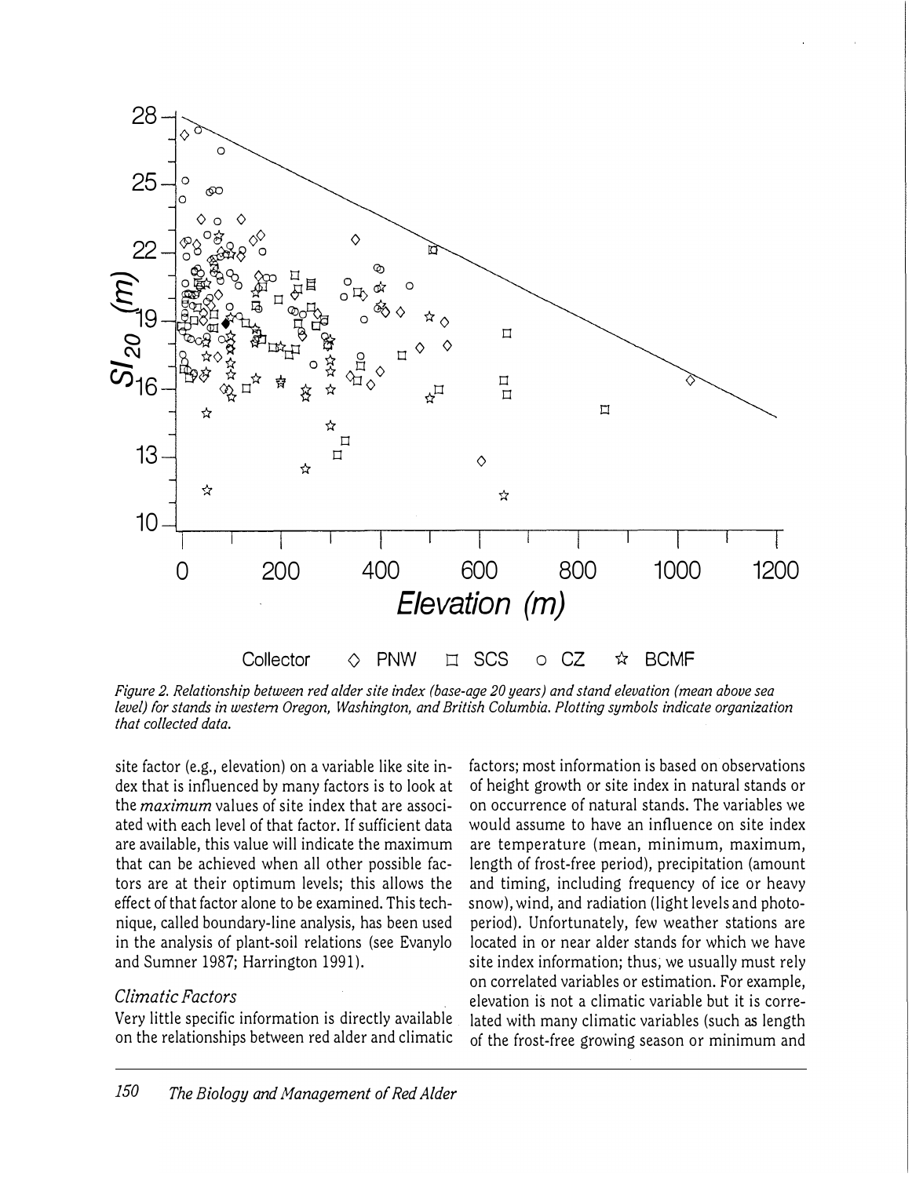Figure 2. Relationship between red alder site index (base-age 20 years) and stand elevation (mean above sea level) for stands in western Oregon, Washington, and British Columbia. Plotting symbols indicate organization that collected data.

site factor (e.g., elevation) on a variable like site index that is influenced by many factors is to look at the *maximum* values of site index that are associated with each level of that factor. If sufficient data are available, this value will indicate the maximum that can be achieved when all other possible factors are at their optimum levels; this allows the effect of that factor alone to be examined. This technique, called boundary-line analysis, has been used in the analysis of plant-soil relations (see Evanylo and Sumner 1987; Harrington 1991).

### *Climatic Factors*

Very little specific information is directly available on the relationships between red alder and climatic factors; most information is based on observations of height growth or site index in natural stands or on occurrence of natural stands. The variables we would assume to have an influence on site index are temperature (mean, minimum, maximum, length of frost-free period), precipitation (amount and timing, including frequency of ice or heavy snow), wind, and radiation (light levels and photoperiod). Unfortunately, few weather stations are located in or near alder stands for which we have site index information; thus, we usually must rely on correlated variables or estimation. For example, elevation is not a climatic variable but it is correlated with many climatic variables (such as length of the frost-free growing season or minimum and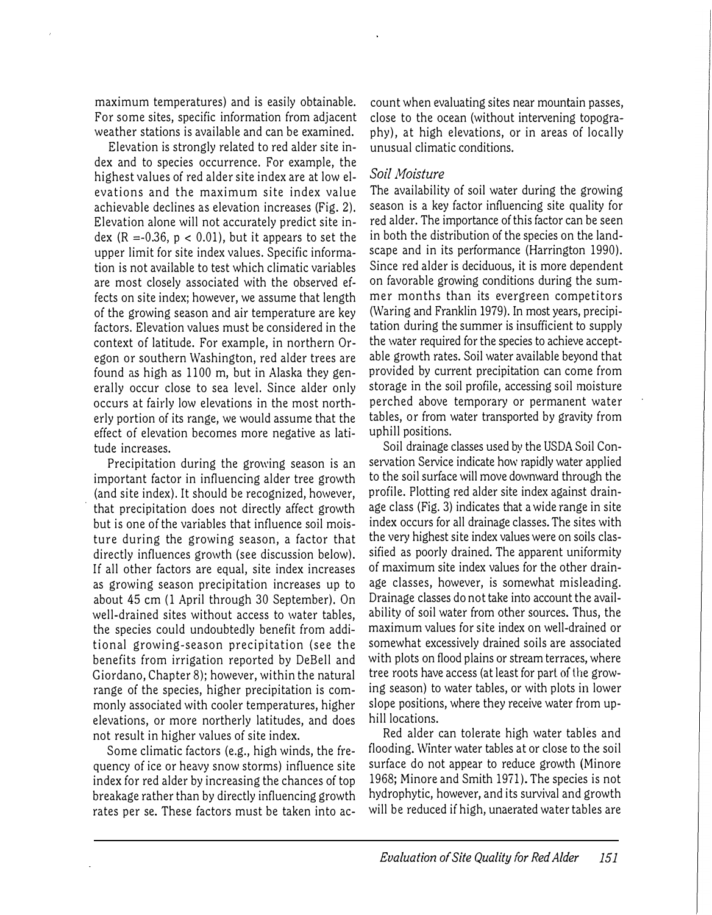maximum temperatures) and is easily obtainable. For some sites, specific information from adjacent weather stations is available and can be examined.

Elevation is strongly related to red alder site index and to species occurrence. For example, the highest values of red alder site index are at low elevations and the maximum site index value achievable declines as elevation increases (Fig. 2). Elevation alone will not accurately predict site index ($R = -0.36$, $p < 0.01$), but it appears to set the upper limit for site index values. Specific information is not available to test which climatic variables are most closely associated with the observed effects on site index; however, we assume that length of the growing season and air temperature are key factors. Elevation values must be considered in the context of latitude. For example, in northern Oregon or southern Washington, red alder trees are found as high as 1100 m, but in Alaska they generally occur close to sea level. Since alder only occurs at fairly low elevations in the most northerly portion of its range, we would assume that the effect of elevation becomes more negative as latitude increases.

Precipitation during the growing season is an important factor in influencing alder tree growth (and site index). It should be recognized, however, that precipitation does not directly affect growth but is one of the variables that influence soil moisture during the growing season, a factor that directly influences growth (see discussion below). If all other factors are equal, site index increases as growing season precipitation increases up to about 45 cm (1 April through 30 September). On well-drained sites without access to water tables, the species could undoubtedly benefit from additional growing-season precipitation (see the benefits from irrigation reported by DeBell and Giordano, Chapter 8); however, within the natural range of the species, higher precipitation is commonly associated with cooler temperatures, higher elevations, or more northerly latitudes, and does not result in higher values of site index.

Some climatic factors (e.g., high winds, the frequency of ice or heavy snow storms) influence site index for red alder by increasing the chances of top breakage rather than by directly influencing growth rates per se. These factors must be taken into account when evaluating sites near mountain passes, close to the ocean (without intervening topography), at high elevations, or in areas of locally unusual climatic conditions.

### *Soil Moisture*

The availability of soil water during the growing season is a key factor influencing site quality for red alder. The importance of this factor can be seen in both the distribution of the species on the landscape and in its performance (Harrington 1990). Since red alder is deciduous, it is more dependent on favorable growing conditions during the summer months than its evergreen competitors (Waring and Franklin 1979). In most years, precipitation during the summer is insufficient to supply the water required for the species to achieve acceptable growth rates. Soil water available beyond that provided by current precipitation can come from storage in the soil profile, accessing soil moisture perched above temporary or permanent water tables, or from water transported by gravity from uphill positions.

Soil drainage classes used by the USDA Soil Conservation Service indicate how rapidly water applied to the soil surface will move downward through the profile. Plotting red alder site index against drainage class (Fig. 3) indicates that a wide range in site index occurs for all drainage classes. The sites with the very highest site index values were on soils classified as poorly drained. The apparent uniformity of maximum site index values for the other drainage classes, however, is somewhat misleading. Drainage classes do not take into account the availability of soil water from other sources. Thus, the maximum values for site index on well-drained or somewhat excessively drained soils are associated with plots on flood plains or stream terraces, where tree roots have access (at least for part of the growing season) to water tables, or with plots in lower slope positions, where they receive water from uphill locations.

Red alder can tolerate high water tables and flooding. Winter water tables at or close to the soil surface do not appear to reduce growth (Minore 1968; Minore and Smith 1971). The species is not hydrophytic, however, and its survival and growth will be reduced if high, unaerated water tables are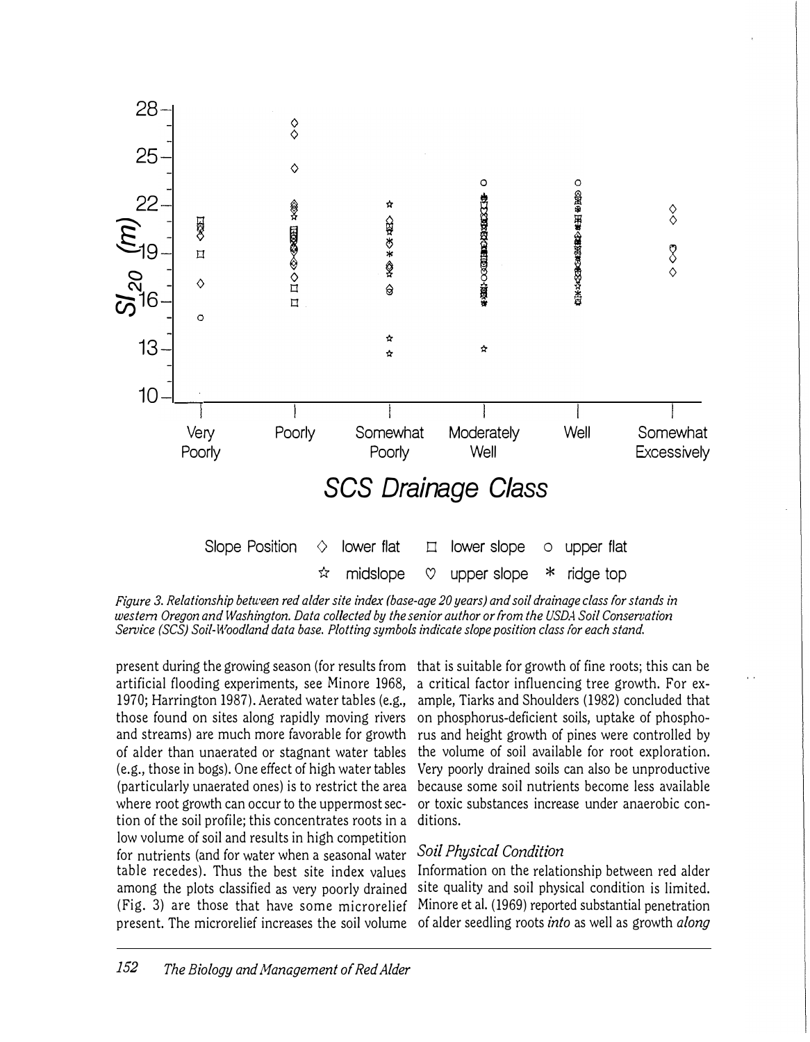*Figure 3. Relationship between red alder site index (base-age 20 years) and soil drainage class for stands in western Oregon and Washington. Data collected by the senior author or from the USDA Soil Conservation Service (SCS) Soil-Woodland data base. Plotting symbols indicate slope position class for each stand.*

present during the growing season (for results from artificial flooding experiments, see Minore 1968, 1970; Harrington 1987). Aerated water tables (e.g., those found on sites along rapidly moving rivers and streams) are much more favorable for growth of alder than unaerated or stagnant water tables (e.g., those in bogs). One effect of high water tables (particularly unaerated ones) is to restrict the area where root growth can occur to the uppermost section of the soil profile; this concentrates roots in a low volume of soil and results in high competition for nutrients (and for water when a seasonal water table recedes). Thus the best site index values among the plots classified as very poorly drained (Fig. 3) are those that have some microrelief present. The microrelief increases the soil volume that is suitable for growth of fine roots; this can be a critical factor influencing tree growth. For example, Tiarks and Shoulders (1982) concluded that on phosphorus-deficient soils, uptake of phosphorus and height growth of pines were controlled by the volume of soil available for root exploration. Very poorly drained soils can also be unproductive because some soil nutrients become less available or toxic substances increase under anaerobic conditions.

### *Soil Physical Condition*

Information on the relationship between red alder site quality and soil physical condition is limited. Minore et al. (1969) reported substantial penetration of alder seedling roots *into* as well as growth *along*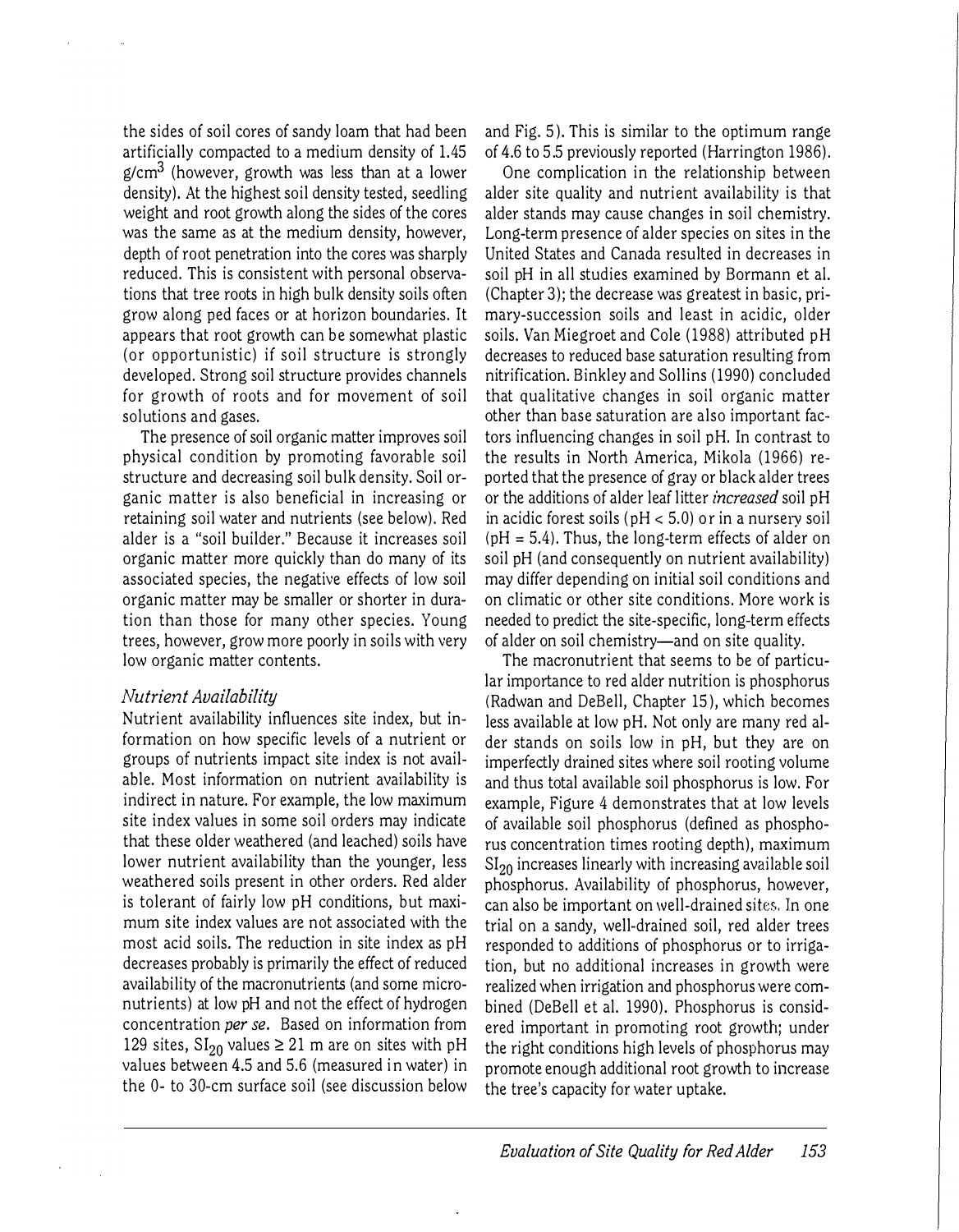the sides of soil cores of sandy loam that had been artificially compacted to a medium density of 1.45 $g/cm^3$ (however, growth was less than at a lower density). At the highest soil density tested, seedling weight and root growth along the sides of the cores was the same as at the medium density, however, depth of root penetration into the cores was sharply reduced. This is consistent with personal observations that tree roots in high bulk density soils often grow along ped faces or at horizon boundaries. It appears that root growth can be somewhat plastic (or opportunistic) if soil structure is strongly developed. Strong soil structure provides channels for growth of roots and for movement of soil solutions and gases.

The presence of soil organic matter improves soil physical condition by promoting favorable soil structure and decreasing soil bulk density. Soil organic matter is also beneficial in increasing or retaining soil water and nutrients (see below). Red alder is a "soil builder." Because it increases soil organic matter more quickly than do many of its associated species, the negative effects of low soil organic matter may be smaller or shorter in duration than those for many other species. Young trees, however, grow more poorly in soils with very low organic matter contents.

### *Nutrient Availability*

Nutrient availability influences site index, but information on how specific levels of a nutrient or groups of nutrients impact site index is not available. Most information on nutrient availability is indirect in nature. For example, the low maximum site index values in some soil orders may indicate that these older weathered (and leached) soils have lower nutrient availability than the younger, less weathered soils present in other orders. Red alder is tolerant of fairly low pH conditions, but maximum site index values are not associated with the most acid soils. The reduction in site index as pH decreases probably is primarily the effect of reduced availability of the macronutrients (and some micronutrients) at low pH and not the effect of hydrogen concentration *per se*. Based on information from 129 sites, $SI_{20}$ values $\geq 21$ m are on sites with pH values between 4.5 and 5.6 (measured in water) in the 0- to 30-cm surface soil (see discussion below and Fig. 5). This is similar to the optimum range of 4.6 to 5.5 previously reported (Harrington 1986).

One complication in the relationship between alder site quality and nutrient availability is that alder stands may cause changes in soil chemistry. Long-term presence of alder species on sites in the United States and Canada resulted in decreases in soil pH in all studies examined by Bormann et al. (Chapter 3); the decrease was greatest in basic, primary-succession soils and least in acidic, older soils. Van Miegroet and Cole (1988) attributed pH decreases to reduced base saturation resulting from nitrification. Binkley and Sollins (1990) concluded that qualitative changes in soil organic matter other than base saturation are also important factors influencing changes in soil pH. In contrast to the results in North America, Mikola (1966) reported that the presence of gray or black alder trees or the additions of alder leaf litter *increased* soil pH in acidic forest soils (pH < 5.0) or in a nursery soil (pH = 5.4). Thus, the long-term effects of alder on soil pH (and consequently on nutrient availability) may differ depending on initial soil conditions and on climatic or other site conditions. More work is needed to predict the site-specific, long-term effects of alder on soil chemistry—and on site quality.

The macronutrient that seems to be of particular importance to red alder nutrition is phosphorus (Radwan and DeBell, Chapter 15), which becomes less available at low pH. Not only are many red alder stands on soils low in pH, but they are on imperfectly drained sites where soil rooting volume and thus total available soil phosphorus is low. For example, Figure 4 demonstrates that at low levels of available soil phosphorus (defined as phosphorus concentration times rooting depth), maximum $SI_{20}$ increases linearly with increasing available soil phosphorus. Availability of phosphorus, however, can also be important on well-drained sites. In one trial on a sandy, well-drained soil, red alder trees responded to additions of phosphorus or to irrigation, but no additional increases in growth were realized when irrigation and phosphorus were combined (DeBell et al. 1990). Phosphorus is considered important in promoting root growth; under the right conditions high levels of phosphorus may promote enough additional root growth to increase the tree's capacity for water uptake.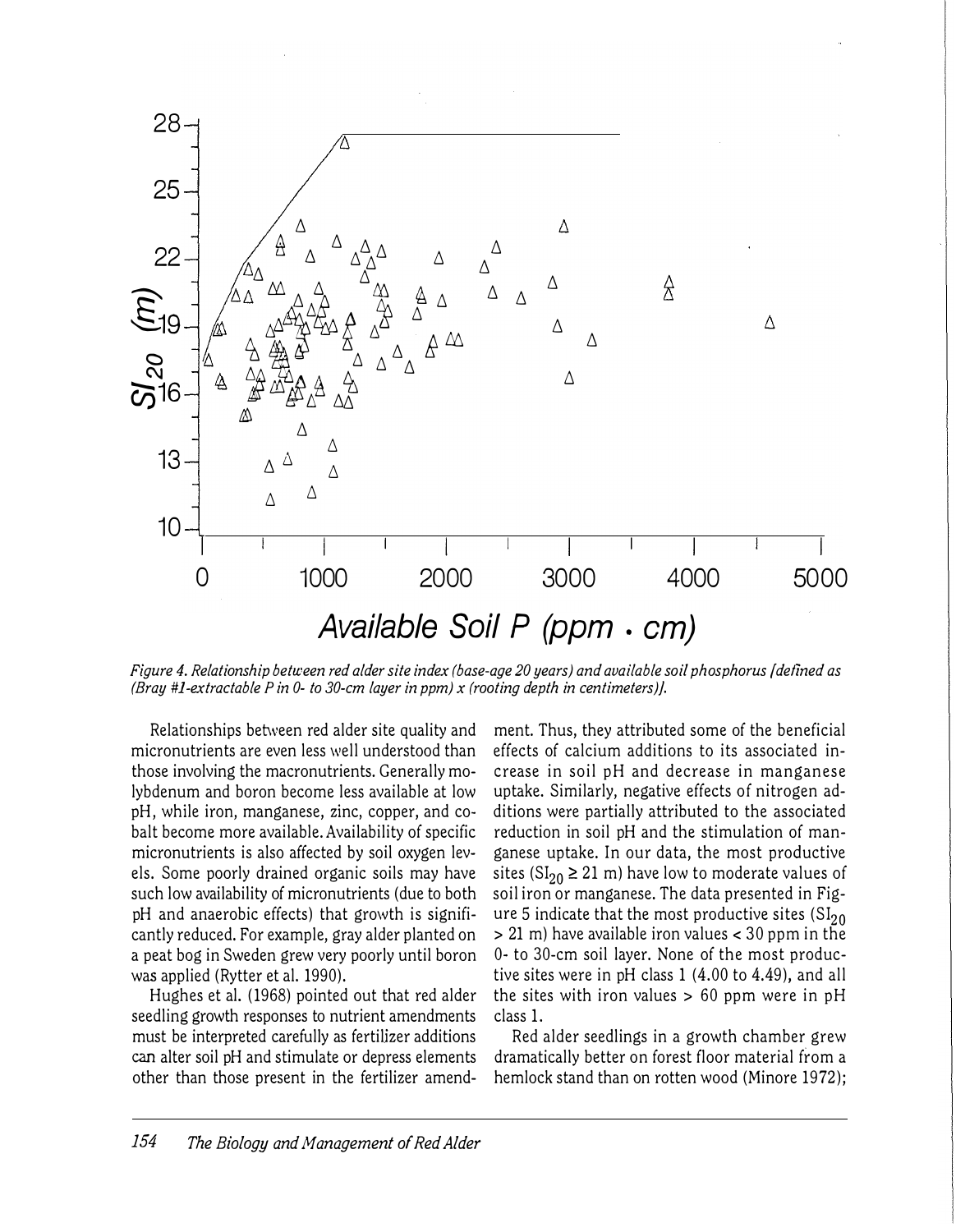*Figure 4. Relationship between red alder site index (base-age 20 years) and available soil phosphorus [defined as (Bray #1-extractable P in 0- to 30-cm layer in ppm) x (rooting depth in centimeters)].*

Relationships between red alder site quality and micronutrients are even less well understood than those involving the macronutrients. Generally molybdenum and boron become less available at low pH, while iron, manganese, zinc, copper, and cobalt become more available. Availability of specific micronutrients is also affected by soil oxygen levels. Some poorly drained organic soils may have such low availability of micronutrients (due to both pH and anaerobic effects) that growth is significantly reduced. For example, gray alder planted on a peat bog in Sweden grew very poorly until boron was applied (Rytter et al. 1990).

Hughes et al. (1968) pointed out that red alder seedling growth responses to nutrient amendments must be interpreted carefully as fertilizer additions can alter soil pH and stimulate or depress elements other than those present in the fertilizer amendment. Thus, they attributed some of the beneficial effects of calcium additions to its associated increase in soil pH and decrease in manganese uptake. Similarly, negative effects of nitrogen additions were partially attributed to the associated reduction in soil pH and the stimulation of manganese uptake. In our data, the most productive sites ($SI_{20} \geq 21$ m) have low to moderate values of soil iron or manganese. The data presented in Figure 5 indicate that the most productive sites ($SI_{20} > 21$ m) have available iron values < 30 ppm in the 0- to 30-cm soil layer. None of the most productive sites were in pH class 1 (4.00 to 4.49), and all the sites with iron values > 60 ppm were in pH class 1.

Red alder seedlings in a growth chamber grew dramatically better on forest floor material from a hemlock stand than on rotten wood (Minore 1972);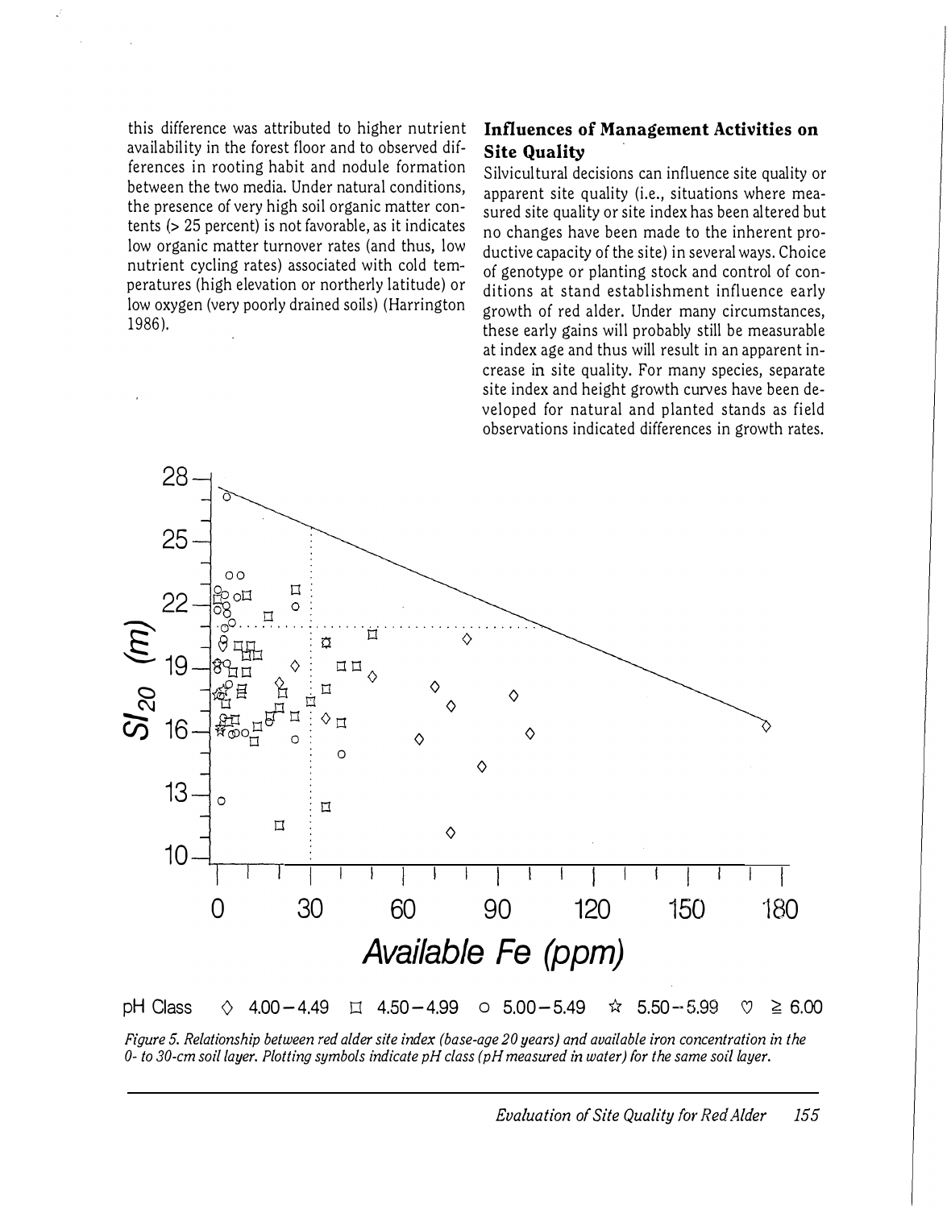this difference was attributed to higher nutrient availability in the forest floor and to observed differences in rooting habit and nodule formation between the two media. Under natural conditions, the presence of very high soil organic matter contents (> 25 percent) is not favorable, as it indicates low organic matter turnover rates (and thus, low nutrient cycling rates) associated with cold temperatures (high elevation or northerly latitude) or low oxygen (very poorly drained soils) (Harrington 1986).

## Influences of Management Activities on Site Quality

Silvicultural decisions can influence site quality or apparent site quality (i.e., situations where measured site quality or site index has been altered but no changes have been made to the inherent productive capacity of the site) in several ways. Choice of genotype or planting stock and control of conditions at stand establishment influence early growth of red alder. Under many circumstances, these early gains will probably still be measurable at index age and thus will result in an apparent increase in site quality. For many species, separate site index and height growth curves have been developed for natural and planted stands as field observations indicated differences in growth rates.

pH Class ◇ 4.00–4.49 ⌑ 4.50–4.99 ○ 5.00–5.49 ☆ 5.50–5.99 ♡ ≥ 6.00

*Figure 5. Relationship between red alder site index (base-age 20 years) and available iron concentration in the 0- to 30-cm soil layer. Plotting symbols indicate pH class (pH measured in water) for the same soil layer.*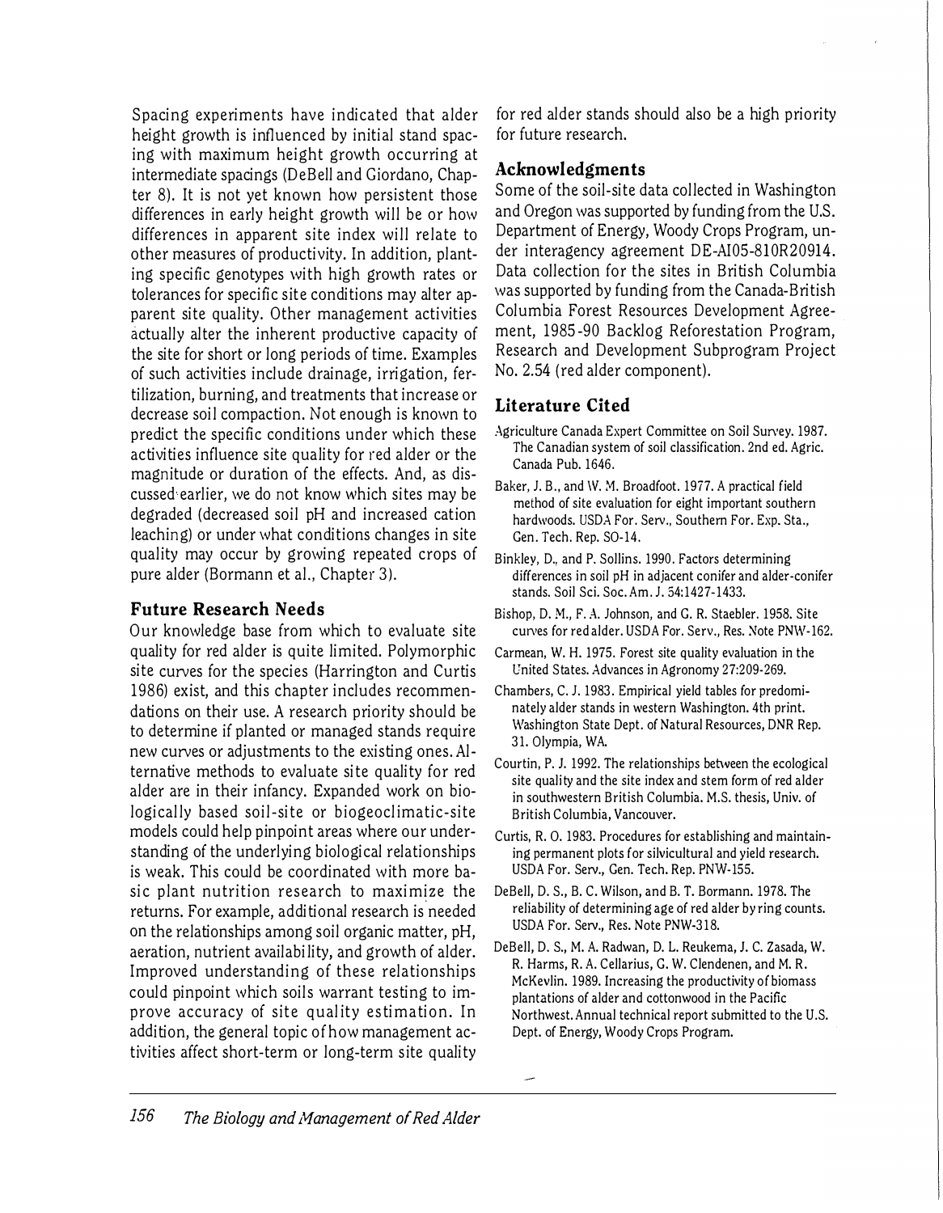Spacing experiments have indicated that alder height growth is influenced by initial stand spacing with maximum height growth occurring at intermediate spacings (DeBell and Giordano, Chapter 8). It is not yet known how persistent those differences in early height growth will be or how differences in apparent site index will relate to other measures of productivity. In addition, planting specific genotypes with high growth rates or tolerances for specific site conditions may alter apparent site quality. Other management activities actually alter the inherent productive capacity of the site for short or long periods of time. Examples of such activities include drainage, irrigation, fertilization, burning, and treatments that increase or decrease soil compaction. Not enough is known to predict the specific conditions under which these activities influence site quality for red alder or the magnitude or duration of the effects. And, as discussed earlier, we do not know which sites may be degraded (decreased soil pH and increased cation leaching) or under what conditions changes in site quality may occur by growing repeated crops of pure alder (Bormann et al., Chapter 3).

## Future Research Needs

Our knowledge base from which to evaluate site quality for red alder is quite limited. Polymorphic site curves for the species (Harrington and Curtis 1986) exist, and this chapter includes recommendations on their use. A research priority should be to determine if planted or managed stands require new curves or adjustments to the existing ones. Alternative methods to evaluate site quality for red alder are in their infancy. Expanded work on biologically based soil-site or biogeoclimatic-site models could help pinpoint areas where our understanding of the underlying biological relationships is weak. This could be coordinated with more basic plant nutrition research to maximize the returns. For example, additional research is needed on the relationships among soil organic matter, pH, aeration, nutrient availability, and growth of alder. Improved understanding of these relationships could pinpoint which soils warrant testing to improve accuracy of site quality estimation. In addition, the general topic of how management activities affect short-term or long-term site quality for red alder stands should also be a high priority for future research.

## Acknowledgments

Some of the soil-site data collected in Washington and Oregon was supported by funding from the U.S. Department of Energy, Woody Crops Program, under interagency agreement DE-AI05-810R20914. Data collection for the sites in British Columbia was supported by funding from the Canada-British Columbia Forest Resources Development Agreement, 1985-90 Backlog Reforestation Program, Research and Development Subprogram Project No. 2.54 (red alder component).

## Literature Cited

Agriculture Canada Expert Committee on Soil Survey. 1987. The Canadian system of soil classification. 2nd ed. Agric. Canada Pub. 1646.

Baker, J. B., and W. M. Broadfoot. 1977. A practical field method of site evaluation for eight important southern hardwoods. USDA For. Serv., Southern For. Exp. Sta., Gen. Tech. Rep. SO-14.

Binkley, D., and P. Sollins. 1990. Factors determining differences in soil pH in adjacent conifer and alder-conifer stands. Soil Sci. Soc. Am. J. 54:1427-1433.

Bishop, D. M., F. A. Johnson, and G. R. Staebler. 1958. Site curves for red alder. USDA For. Serv., Res. Note PNW-162.

Carmean, W. H. 1975. Forest site quality evaluation in the United States. Advances in Agronomy 27:209-269.

Chambers, C. J. 1983. Empirical yield tables for predominately alder stands in western Washington. 4th print. Washington State Dept. of Natural Resources, DNR Rep. 31. Olympia, WA.

Courtin, P. J. 1992. The relationships between the ecological site quality and the site index and stem form of red alder in southwestern British Columbia. M.S. thesis, Univ. of British Columbia, Vancouver.

Curtis, R. O. 1983. Procedures for establishing and maintaining permanent plots for silvicultural and yield research. USDA For. Serv., Gen. Tech. Rep. PNW-155.

DeBell, D. S., B. C. Wilson, and B. T. Bormann. 1978. The reliability of determining age of red alder by ring counts. USDA For. Serv., Res. Note PNW-318.

DeBell, D. S., M. A. Radwan, D. L. Reukema, J. C. Zasada, W. R. Harms, R. A. Cellarius, G. W. Clendenen, and M. R. McKevlin. 1989. Increasing the productivity of biomass plantations of alder and cottonwood in the Pacific Northwest. Annual technical report submitted to the U.S. Dept. of Energy, Woody Crops Program.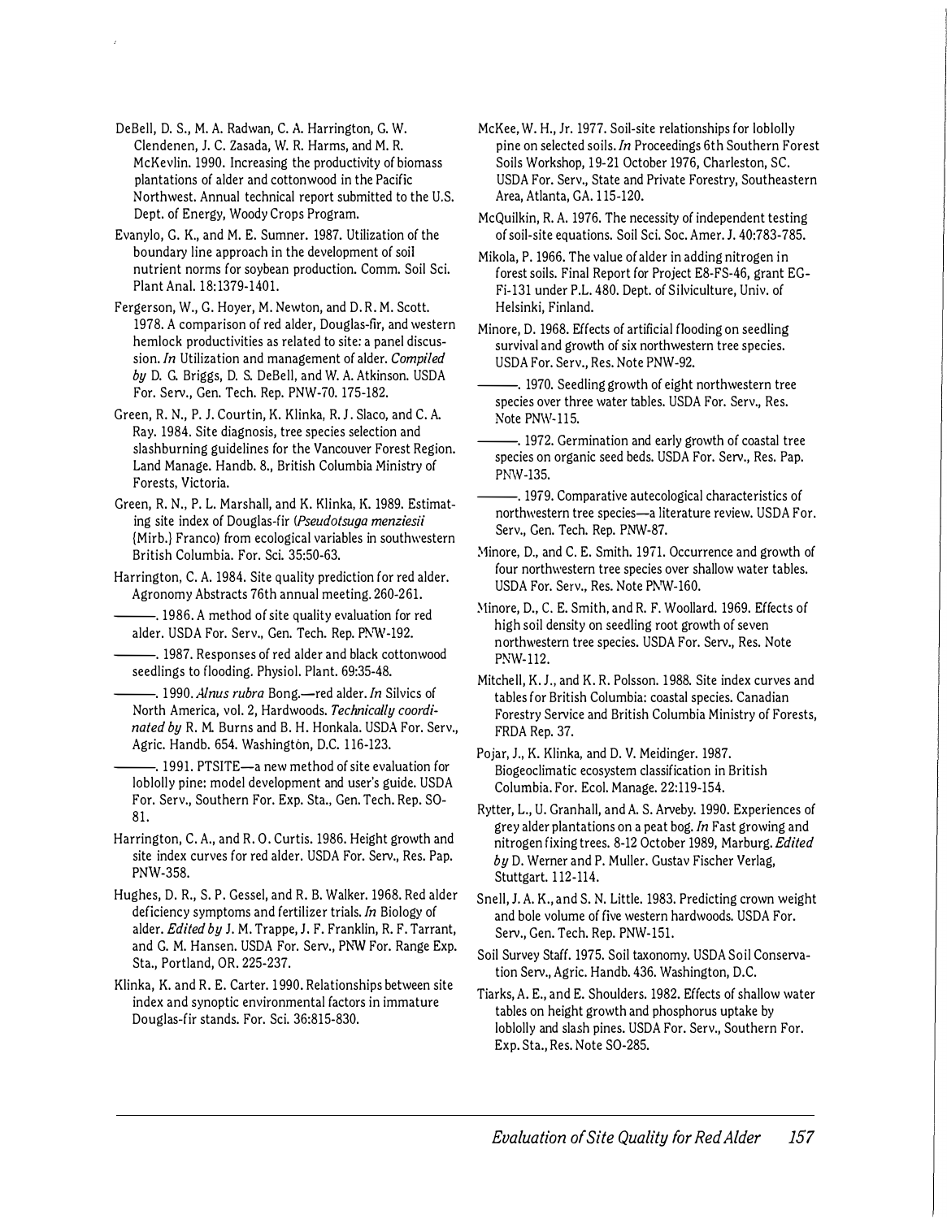DeBell, D. S., M. A. Radwan, C. A. Harrington, G. W. Clendenen, J. C. Zasada, W. R. Harms, and M. R. McKevlin. 1990. Increasing the productivity of biomass plantations of alder and cottonwood in the Pacific Northwest. Annual technical report submitted to the U.S. Dept. of Energy, Woody Crops Program.

Evanylo, G. K., and M. E. Sumner. 1987. Utilization of the boundary line approach in the development of soil nutrient norms for soybean production. Comm. Soil Sci. Plant Anal. 18:1379-1401.

Fergerson, W., G. Hoyer, M. Newton, and D. R. M. Scott. 1978. A comparison of red alder, Douglas-fir, and western hemlock productivities as related to site: a panel discussion. *In* Utilization and management of alder. *Compiled by* D. G. Briggs, D. S. DeBell, and W. A. Atkinson. USDA For. Serv., Gen. Tech. Rep. PNW-70. 175-182.

Green, R. N., P. J. Courtin, K. Klinka, R. J. Slaco, and C. A. Ray. 1984. Site diagnosis, tree species selection and slashburning guidelines for the Vancouver Forest Region. Land Manage. Handb. 8., British Columbia Ministry of Forests, Victoria.

Green, R. N., P. L. Marshall, and K. Klinka, K. 1989. Estimating site index of Douglas-fir (*Pseudotsuga menziesii* (Mirb.) Franco) from ecological variables in southwestern British Columbia. For. Sci. 35:50-63.

Harrington, C. A. 1984. Site quality prediction for red alder. Agronomy Abstracts 76th annual meeting. 260-261.

———. 1986. A method of site quality evaluation for red alder. USDA For. Serv., Gen. Tech. Rep. PNW-192.

———. 1987. Responses of red alder and black cottonwood seedlings to flooding. Physiol. Plant. 69:35-48.

———. 1990. *Alnus rubra* Bong.—red alder. *In* Silvics of North America, vol. 2, Hardwoods. *Technically coordinated by* R. M. Burns and B. H. Honkala. USDA For. Serv., Agric. Handb. 654. Washington, D.C. 116-123.

———. 1991. PTSITE—a new method of site evaluation for loblolly pine: model development and user's guide. USDA For. Serv., Southern For. Exp. Sta., Gen. Tech. Rep. SO-81.

Harrington, C. A., and R. O. Curtis. 1986. Height growth and site index curves for red alder. USDA For. Serv., Res. Pap. PNW-358.

Hughes, D. R., S. P. Gessel, and R. B. Walker. 1968. Red alder deficiency symptoms and fertilizer trials. *In* Biology of alder. *Edited by* J. M. Trappe, J. F. Franklin, R. F. Tarrant, and G. M. Hansen. USDA For. Serv., PNW For. Range Exp. Sta., Portland, OR. 225-237.

Klinka, K. and R. E. Carter. 1990. Relationships between site index and synoptic environmental factors in immature Douglas-fir stands. For. Sci. 36:815-830.

McKee, W. H., Jr. 1977. Soil-site relationships for loblolly pine on selected soils. *In* Proceedings 6th Southern Forest Soils Workshop, 19-21 October 1976, Charleston, SC. USDA For. Serv., State and Private Forestry, Southeastern Area, Atlanta, GA. 115-120.

McQuilkin, R. A. 1976. The necessity of independent testing of soil-site equations. Soil Sci. Soc. Amer. J. 40:783-785.

Mikola, P. 1966. The value of alder in adding nitrogen in forest soils. Final Report for Project E8-FS-46, grant EG-Fi-131 under P.L. 480. Dept. of Silviculture, Univ. of Helsinki, Finland.

Minore, D. 1968. Effects of artificial flooding on seedling survival and growth of six northwestern tree species. USDA For. Serv., Res. Note PNW-92.

———. 1970. Seedling growth of eight northwestern tree species over three water tables. USDA For. Serv., Res. Note PNW-115.

———. 1972. Germination and early growth of coastal tree species on organic seed beds. USDA For. Serv., Res. Pap. PNW-135.

———. 1979. Comparative autecological characteristics of northwestern tree species—a literature review. USDA For. Serv., Gen. Tech. Rep. PNW-87.

Minore, D., and C. E. Smith. 1971. Occurrence and growth of four northwestern tree species over shallow water tables. USDA For. Serv., Res. Note PNW-160.

Minore, D., C. E. Smith, and R. F. Woollard. 1969. Effects of high soil density on seedling root growth of seven northwestern tree species. USDA For. Serv., Res. Note PNW-112.

Mitchell, K. J., and K. R. Polsson. 1988. Site index curves and tables for British Columbia: coastal species. Canadian Forestry Service and British Columbia Ministry of Forests, FRDA Rep. 37.

Pojar, J., K. Klinka, and D. V. Meidinger. 1987. Biogeoclimatic ecosystem classification in British Columbia. For. Ecol. Manage. 22:119-154.

Rytter, L., U. Granhall, and A. S. Arveby. 1990. Experiences of grey alder plantations on a peat bog. *In* Fast growing and nitrogen fixing trees. 8-12 October 1989, Marburg. *Edited by* D. Werner and P. Muller. Gustav Fischer Verlag, Stuttgart. 112-114.

Snell, J. A. K., and S. N. Little. 1983. Predicting crown weight and bole volume of five western hardwoods. USDA For. Serv., Gen. Tech. Rep. PNW-151.

Soil Survey Staff. 1975. Soil taxonomy. USDA Soil Conservation Serv., Agric. Handb. 436. Washington, D.C.

Tiarks, A. E., and E. Shoulders. 1982. Effects of shallow water tables on height growth and phosphorus uptake by loblolly and slash pines. USDA For. Serv., Southern For. Exp. Sta., Res. Note SO-285.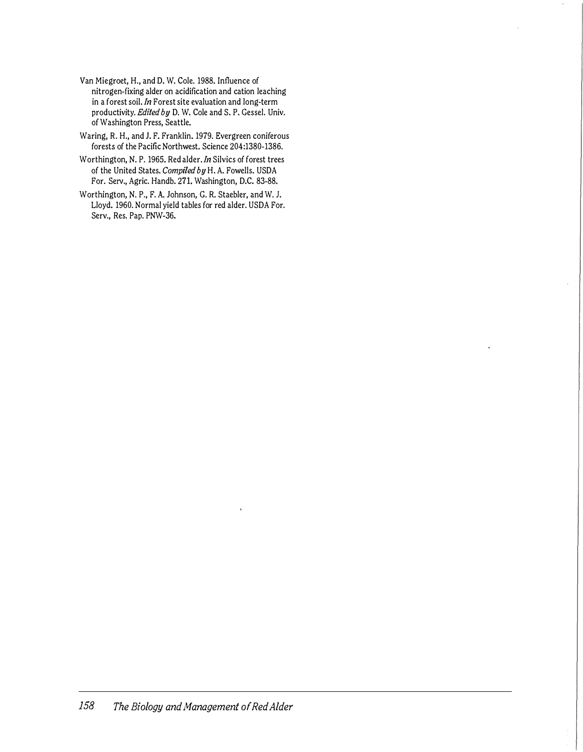Van Miegroet, H., and D. W. Cole. 1988. Influence of nitrogen-fixing alder on acidification and cation leaching in a forest soil. *In* Forest site evaluation and long-term productivity. *Edited by* D. W. Cole and S. P. Gessel. Univ. of Washington Press, Seattle.

Waring, R. H., and J. F. Franklin. 1979. Evergreen coniferous forests of the Pacific Northwest. Science 204:1380-1386.

Worthington, N. P. 1965. Red alder. *In* Silvics of forest trees of the United States. *Compiled by* H. A. Fowells. USDA For. Serv., Agric. Handb. 271. Washington, D.C. 83-88.

Worthington, N. P., F. A. Johnson, G. R. Staebler, and W. J. Lloyd. 1960. Normal yield tables for red alder. USDA For. Serv., Res. Pap. PNW-36.